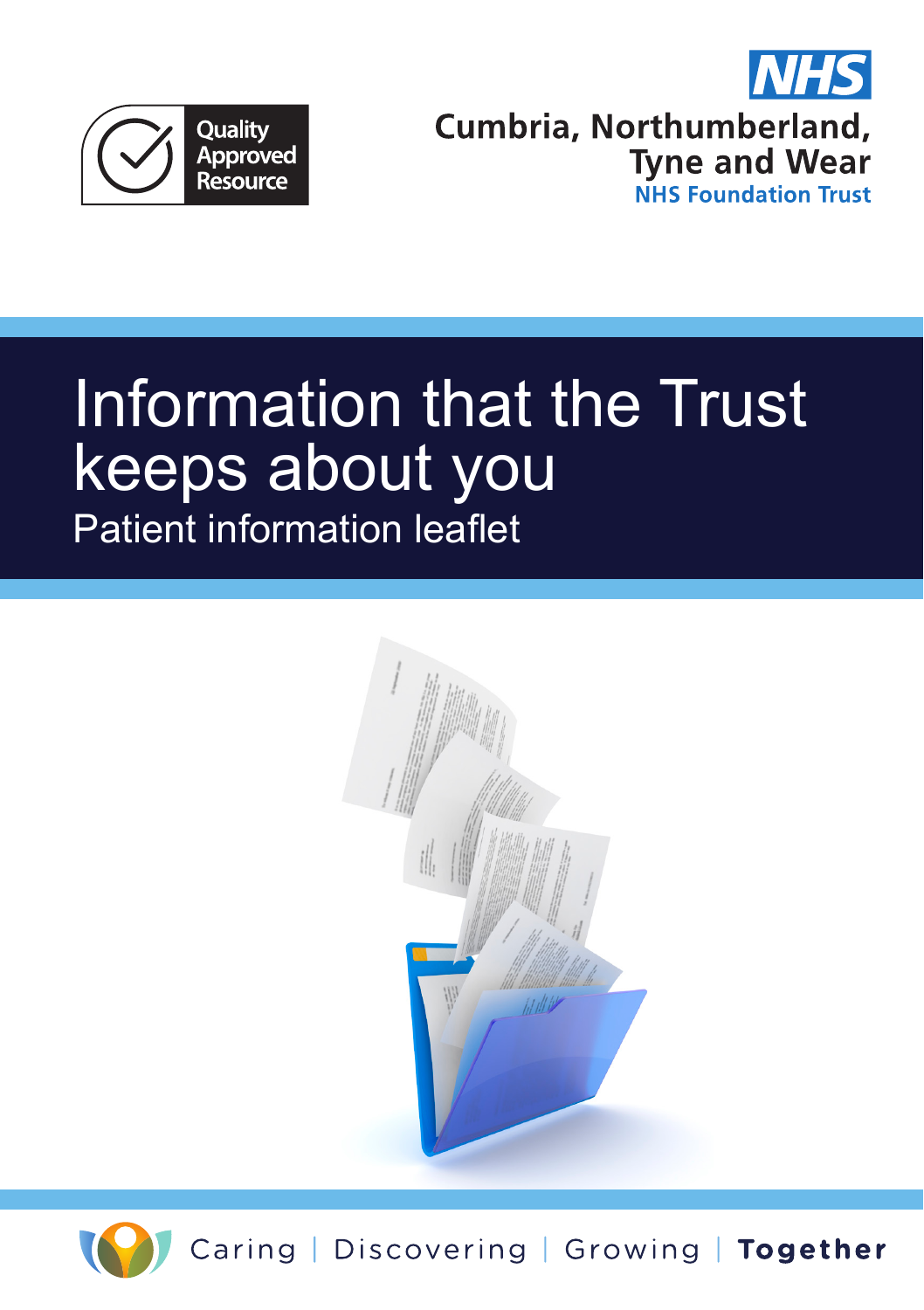Quality Approved Resource

NHS

Cumbria, Northumberland, Tyne and Wear

NHS Foundation Trust

# Information that the Trust keeps about you

## Patient information leaflet

Caring | Discovering | Growing | **Together**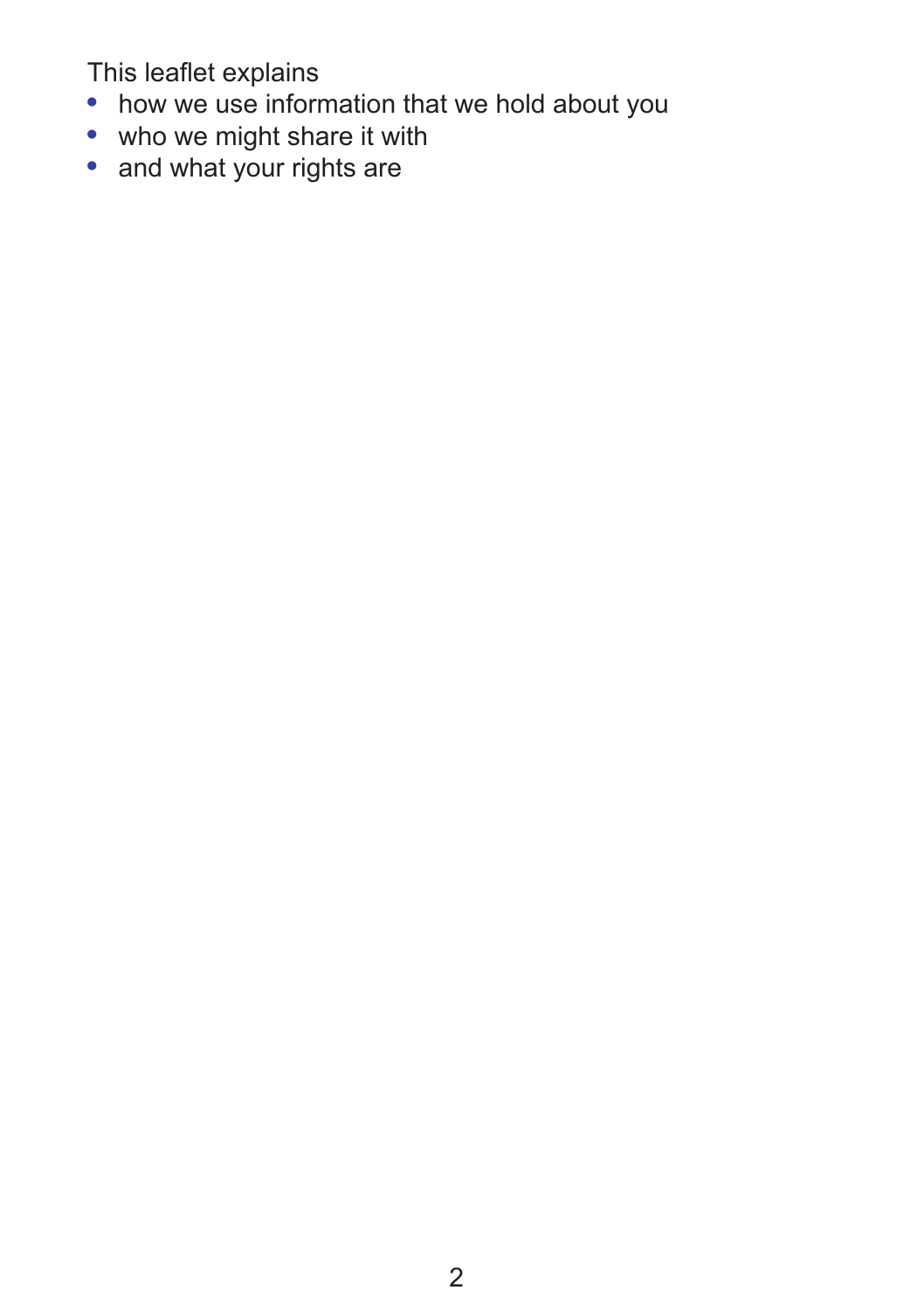This leaflet explains

- how we use information that we hold about you
- who we might share it with
- and what your rights are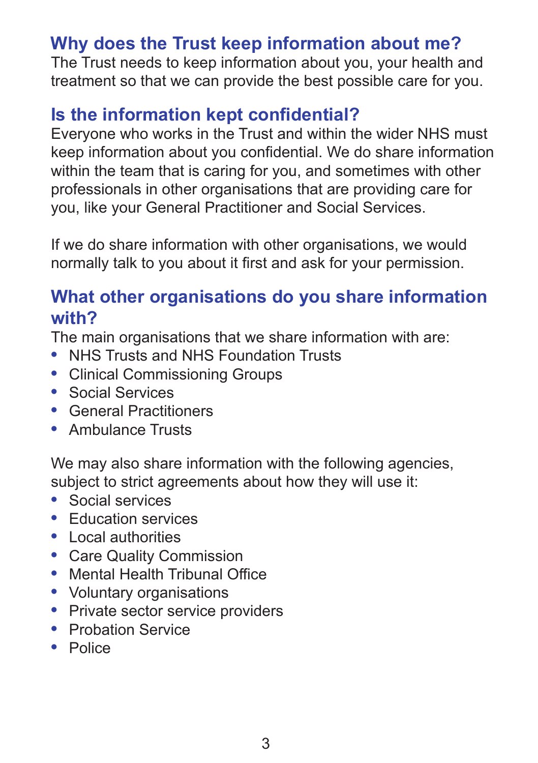## Why does the Trust keep information about me?

The Trust needs to keep information about you, your health and treatment so that we can provide the best possible care for you.

## Is the information kept confidential?

Everyone who works in the Trust and within the wider NHS must keep information about you confidential. We do share information within the team that is caring for you, and sometimes with other professionals in other organisations that are providing care for you, like your General Practitioner and Social Services.

If we do share information with other organisations, we would normally talk to you about it first and ask for your permission.

## What other organisations do you share information with?

The main organisations that we share information with are:

- NHS Trusts and NHS Foundation Trusts
- Clinical Commissioning Groups
- Social Services
- General Practitioners
- Ambulance Trusts

We may also share information with the following agencies, subject to strict agreements about how they will use it:

- Social services
- Education services
- Local authorities
- Care Quality Commission
- Mental Health Tribunal Office
- Voluntary organisations
- Private sector service providers
- Probation Service
- Police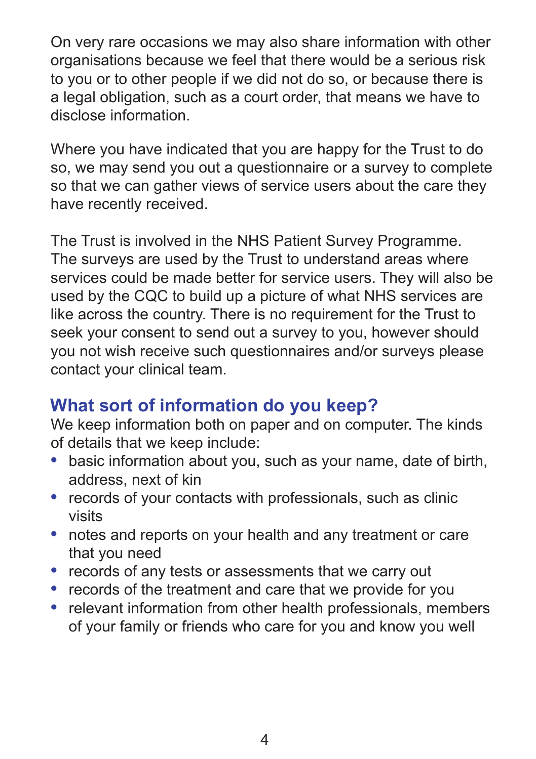On very rare occasions we may also share information with other organisations because we feel that there would be a serious risk to you or to other people if we did not do so, or because there is a legal obligation, such as a court order, that means we have to disclose information.

Where you have indicated that you are happy for the Trust to do so, we may send you out a questionnaire or a survey to complete so that we can gather views of service users about the care they have recently received.

The Trust is involved in the NHS Patient Survey Programme. The surveys are used by the Trust to understand areas where services could be made better for service users. They will also be used by the CQC to build up a picture of what NHS services are like across the country. There is no requirement for the Trust to seek your consent to send out a survey to you, however should you not wish receive such questionnaires and/or surveys please contact your clinical team.

## What sort of information do you keep?

We keep information both on paper and on computer. The kinds of details that we keep include:

- basic information about you, such as your name, date of birth, address, next of kin
- records of your contacts with professionals, such as clinic visits
- notes and reports on your health and any treatment or care that you need
- records of any tests or assessments that we carry out
- records of the treatment and care that we provide for you
- relevant information from other health professionals, members of your family or friends who care for you and know you well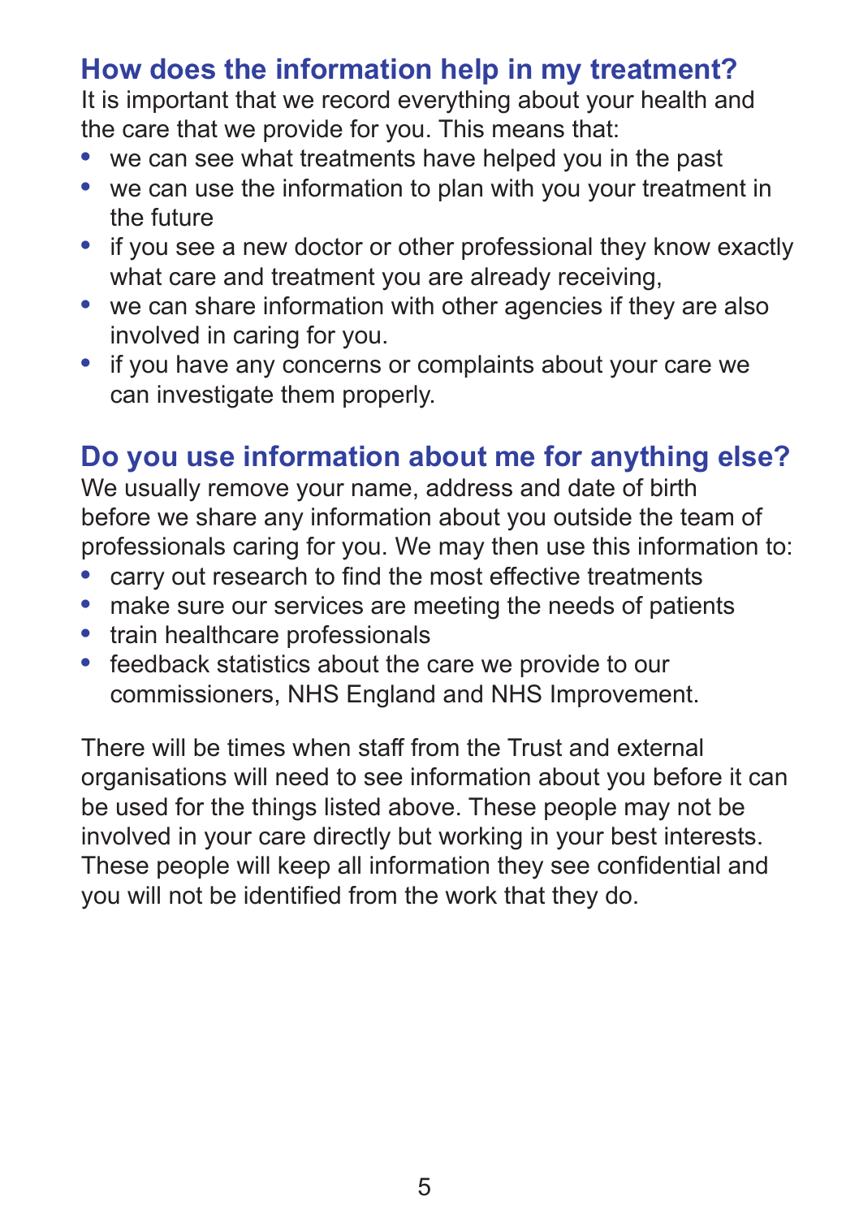## How does the information help in my treatment?

It is important that we record everything about your health and the care that we provide for you. This means that:

- we can see what treatments have helped you in the past
- we can use the information to plan with you your treatment in the future
- if you see a new doctor or other professional they know exactly what care and treatment you are already receiving,
- we can share information with other agencies if they are also involved in caring for you.
- if you have any concerns or complaints about your care we can investigate them properly.

## Do you use information about me for anything else?

We usually remove your name, address and date of birth before we share any information about you outside the team of professionals caring for you. We may then use this information to:

- carry out research to find the most effective treatments
- make sure our services are meeting the needs of patients
- train healthcare professionals
- feedback statistics about the care we provide to our commissioners, NHS England and NHS Improvement.

There will be times when staff from the Trust and external organisations will need to see information about you before it can be used for the things listed above. These people may not be involved in your care directly but working in your best interests. These people will keep all information they see confidential and you will not be identified from the work that they do.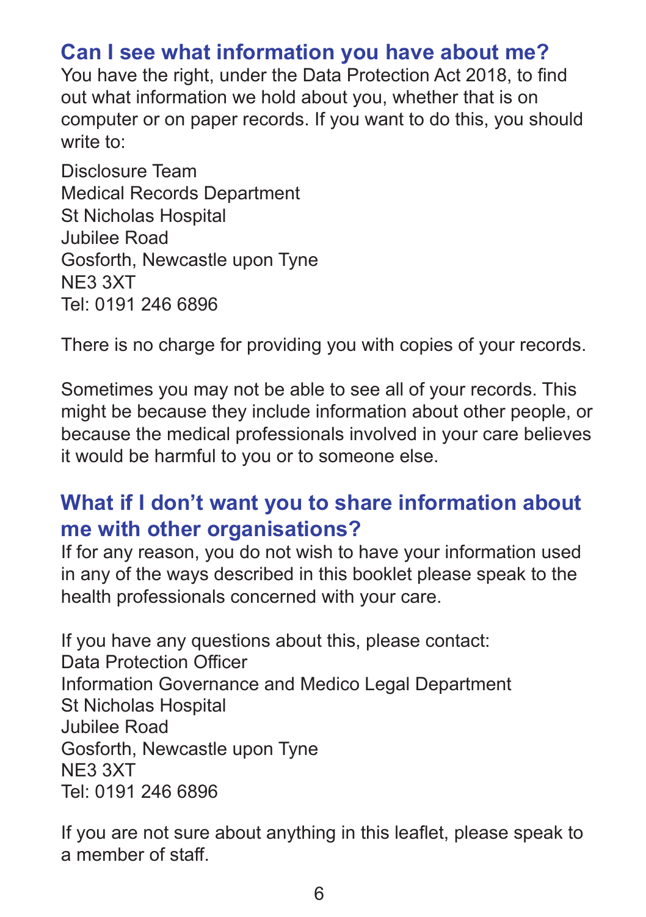## Can I see what information you have about me?

You have the right, under the Data Protection Act 2018, to find out what information we hold about you, whether that is on computer or on paper records. If you want to do this, you should write to:

Disclosure Team
Medical Records Department
St Nicholas Hospital
Jubilee Road
Gosforth, Newcastle upon Tyne
NE3 3XT
Tel: 0191 246 6896

There is no charge for providing you with copies of your records.

Sometimes you may not be able to see all of your records. This might be because they include information about other people, or because the medical professionals involved in your care believes it would be harmful to you or to someone else.

## What if I don't want you to share information about me with other organisations?

If for any reason, you do not wish to have your information used in any of the ways described in this booklet please speak to the health professionals concerned with your care.

If you have any questions about this, please contact:
Data Protection Officer
Information Governance and Medico Legal Department
St Nicholas Hospital
Jubilee Road
Gosforth, Newcastle upon Tyne
NE3 3XT
Tel: 0191 246 6896

If you are not sure about anything in this leaflet, please speak to a member of staff.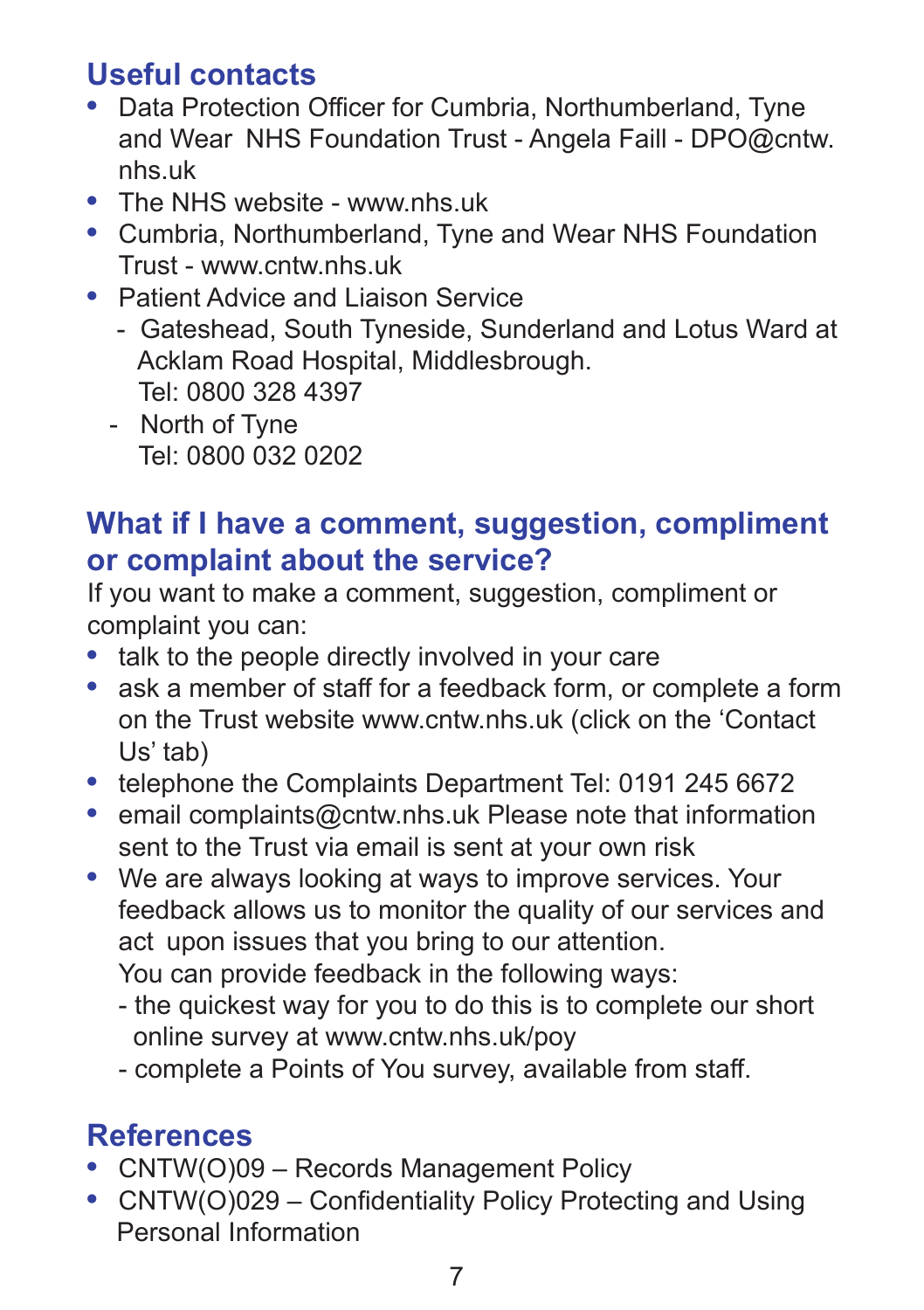## Useful contacts

- Data Protection Officer for Cumbria, Northumberland, Tyne and Wear NHS Foundation Trust - Angela Faill - DPO@cntw.nhs.uk
- The NHS website - www.nhs.uk
- Cumbria, Northumberland, Tyne and Wear NHS Foundation Trust - www.cntw.nhs.uk
- Patient Advice and Liaison Service
  - Gateshead, South Tyneside, Sunderland and Lotus Ward at Acklam Road Hospital, Middlesbrough. Tel: 0800 328 4397
  - North of Tyne Tel: 0800 032 0202

## What if I have a comment, suggestion, compliment or complaint about the service?

If you want to make a comment, suggestion, compliment or complaint you can:

- talk to the people directly involved in your care
- ask a member of staff for a feedback form, or complete a form on the Trust website www.cntw.nhs.uk (click on the 'Contact Us' tab)
- telephone the Complaints Department Tel: 0191 245 6672
- email complaints@cntw.nhs.uk Please note that information sent to the Trust via email is sent at your own risk
- We are always looking at ways to improve services. Your feedback allows us to monitor the quality of our services and act upon issues that you bring to our attention. You can provide feedback in the following ways:
  - the quickest way for you to do this is to complete our short online survey at www.cntw.nhs.uk/poy
  - complete a Points of You survey, available from staff.

## References

- CNTW(O)09 – Records Management Policy
- CNTW(O)029 – Confidentiality Policy Protecting and Using Personal Information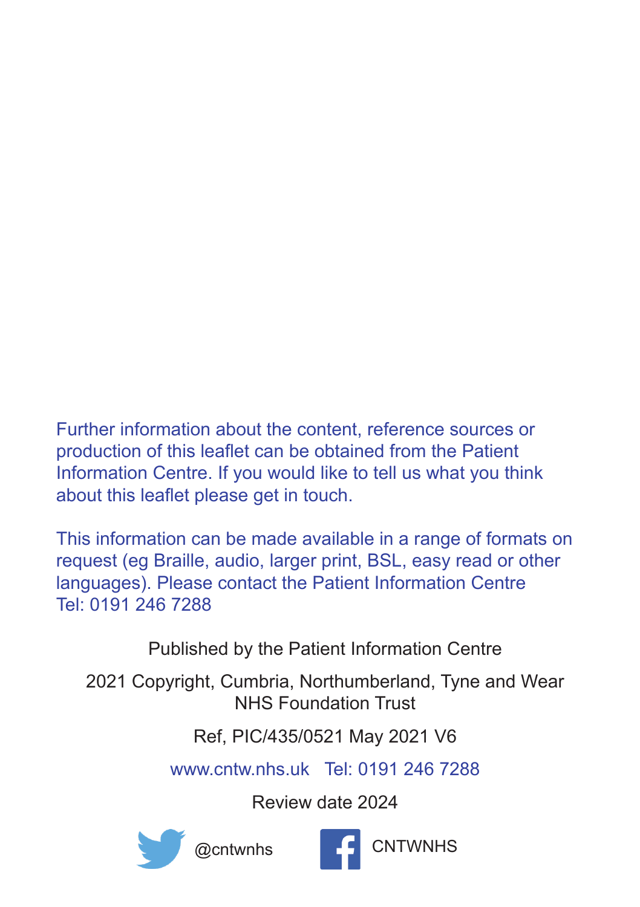Further information about the content, reference sources or production of this leaflet can be obtained from the Patient Information Centre. If you would like to tell us what you think about this leaflet please get in touch.

This information can be made available in a range of formats on request (eg Braille, audio, larger print, BSL, easy read or other languages). Please contact the Patient Information Centre Tel: 0191 246 7288

Published by the Patient Information Centre

2021 Copyright, Cumbria, Northumberland, Tyne and Wear NHS Foundation Trust

Ref, PIC/435/0521 May 2021 V6

www.cntw.nhs.uk   Tel: 0191 246 7288

Review date 2024

@cntwnhs   CNTWNHS